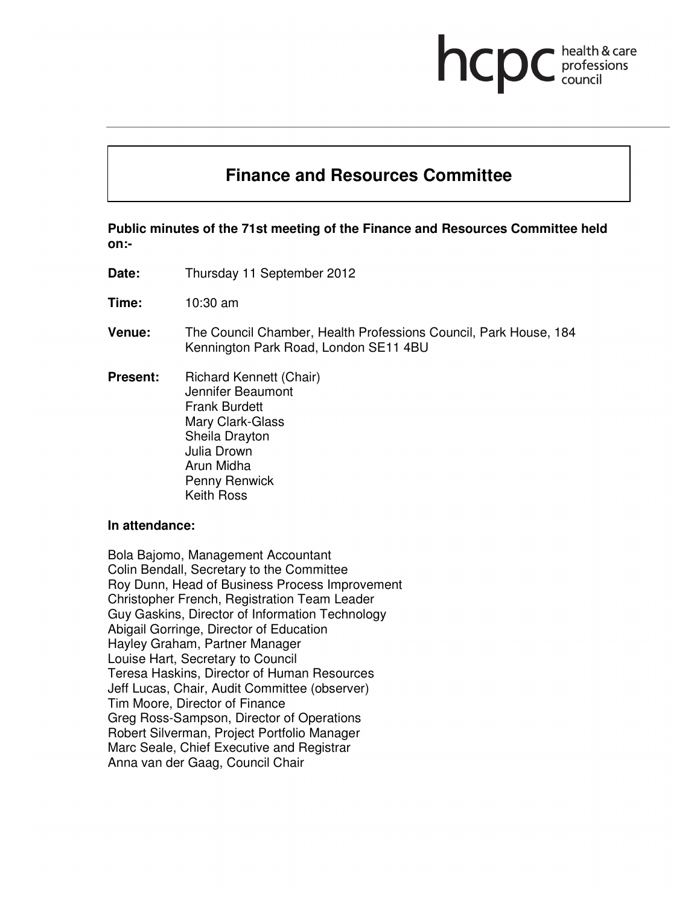hcpc health & care professions council

# Finance and Resources Committee

**Public minutes of the 71st meeting of the Finance and Resources Committee held on:-**

**Date:** Thursday 11 September 2012

**Time:** 10:30 am

**Venue:** The Council Chamber, Health Professions Council, Park House, 184 Kennington Park Road, London SE11 4BU

**Present:** Richard Kennett (Chair)
Jennifer Beaumont
Frank Burdett
Mary Clark-Glass
Sheila Drayton
Julia Drown
Arun Midha
Penny Renwick
Keith Ross

**In attendance:**

Bola Bajomo, Management Accountant
Colin Bendall, Secretary to the Committee
Roy Dunn, Head of Business Process Improvement
Christopher French, Registration Team Leader
Guy Gaskins, Director of Information Technology
Abigail Gorringe, Director of Education
Hayley Graham, Partner Manager
Louise Hart, Secretary to Council
Teresa Haskins, Director of Human Resources
Jeff Lucas, Chair, Audit Committee (observer)
Tim Moore, Director of Finance
Greg Ross-Sampson, Director of Operations
Robert Silverman, Project Portfolio Manager
Marc Seale, Chief Executive and Registrar
Anna van der Gaag, Council Chair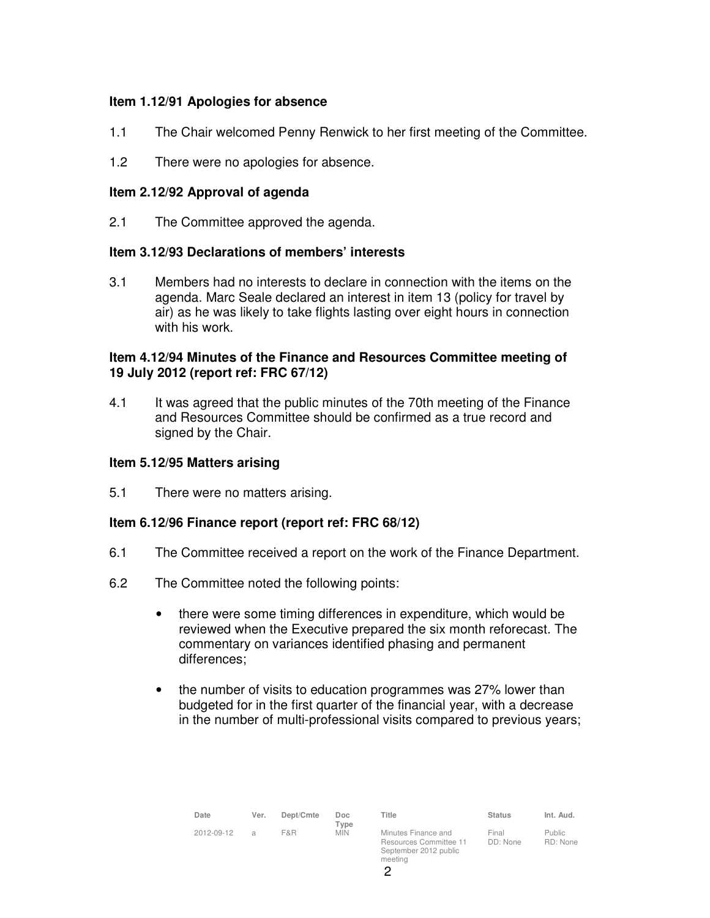**Item 1.12/91 Apologies for absence**

1.1 The Chair welcomed Penny Renwick to her first meeting of the Committee.

1.2 There were no apologies for absence.

**Item 2.12/92 Approval of agenda**

2.1 The Committee approved the agenda.

**Item 3.12/93 Declarations of members' interests**

3.1 Members had no interests to declare in connection with the items on the agenda. Marc Seale declared an interest in item 13 (policy for travel by air) as he was likely to take flights lasting over eight hours in connection with his work.

**Item 4.12/94 Minutes of the Finance and Resources Committee meeting of 19 July 2012 (report ref: FRC 67/12)**

4.1 It was agreed that the public minutes of the 70th meeting of the Finance and Resources Committee should be confirmed as a true record and signed by the Chair.

**Item 5.12/95 Matters arising**

5.1 There were no matters arising.

**Item 6.12/96 Finance report (report ref: FRC 68/12)**

6.1 The Committee received a report on the work of the Finance Department.

6.2 The Committee noted the following points:

- there were some timing differences in expenditure, which would be reviewed when the Executive prepared the six month reforecast. The commentary on variances identified phasing and permanent differences;

- the number of visits to education programmes was 27% lower than budgeted for in the first quarter of the financial year, with a decrease in the number of multi-professional visits compared to previous years;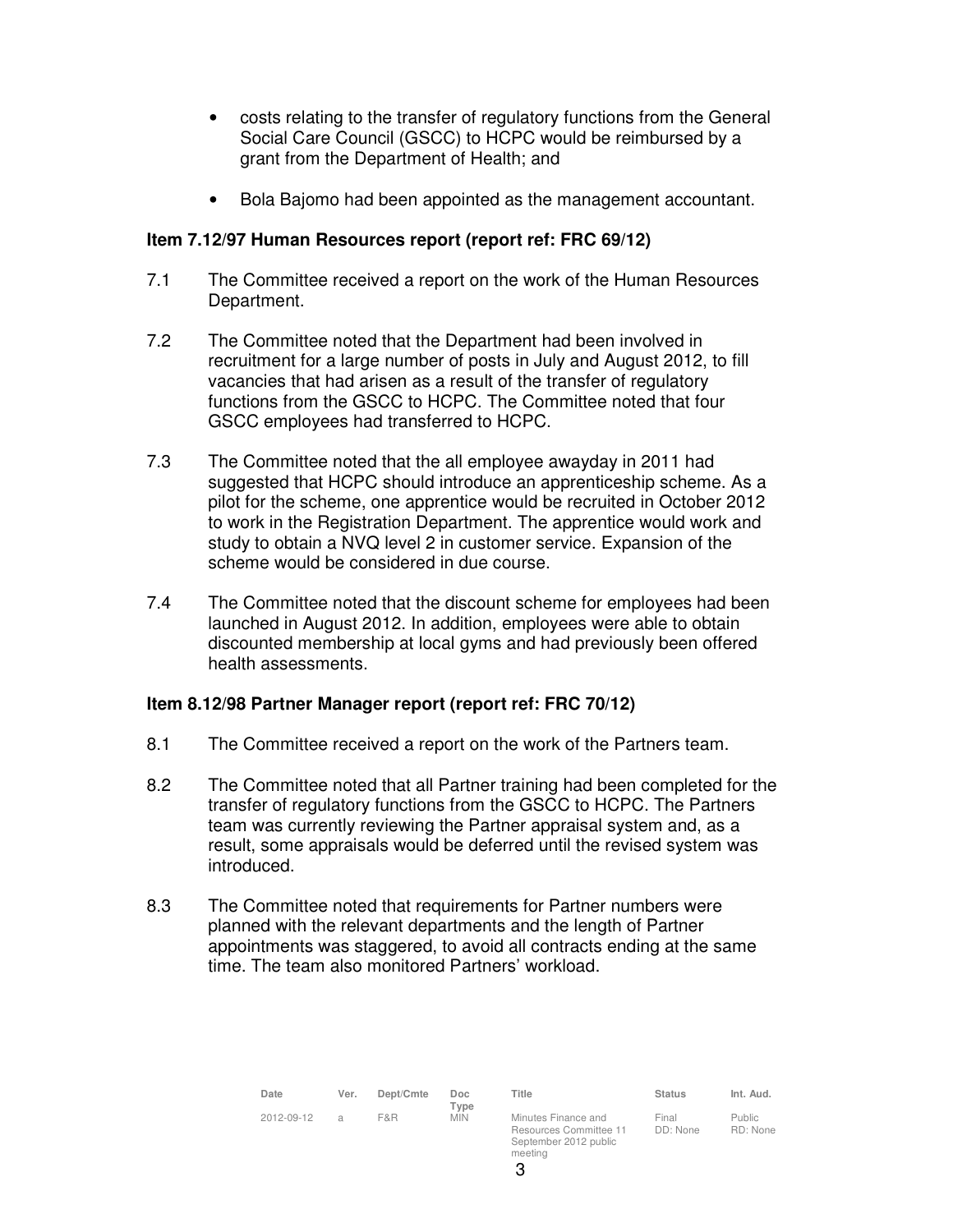- costs relating to the transfer of regulatory functions from the General Social Care Council (GSCC) to HCPC would be reimbursed by a grant from the Department of Health; and

- Bola Bajomo had been appointed as the management accountant.

**Item 7.12/97 Human Resources report (report ref: FRC 69/12)**

7.1 The Committee received a report on the work of the Human Resources Department.

7.2 The Committee noted that the Department had been involved in recruitment for a large number of posts in July and August 2012, to fill vacancies that had arisen as a result of the transfer of regulatory functions from the GSCC to HCPC. The Committee noted that four GSCC employees had transferred to HCPC.

7.3 The Committee noted that the all employee awayday in 2011 had suggested that HCPC should introduce an apprenticeship scheme. As a pilot for the scheme, one apprentice would be recruited in October 2012 to work in the Registration Department. The apprentice would work and study to obtain a NVQ level 2 in customer service. Expansion of the scheme would be considered in due course.

7.4 The Committee noted that the discount scheme for employees had been launched in August 2012. In addition, employees were able to obtain discounted membership at local gyms and had previously been offered health assessments.

**Item 8.12/98 Partner Manager report (report ref: FRC 70/12)**

8.1 The Committee received a report on the work of the Partners team.

8.2 The Committee noted that all Partner training had been completed for the transfer of regulatory functions from the GSCC to HCPC. The Partners team was currently reviewing the Partner appraisal system and, as a result, some appraisals would be deferred until the revised system was introduced.

8.3 The Committee noted that requirements for Partner numbers were planned with the relevant departments and the length of Partner appointments was staggered, to avoid all contracts ending at the same time. The team also monitored Partners' workload.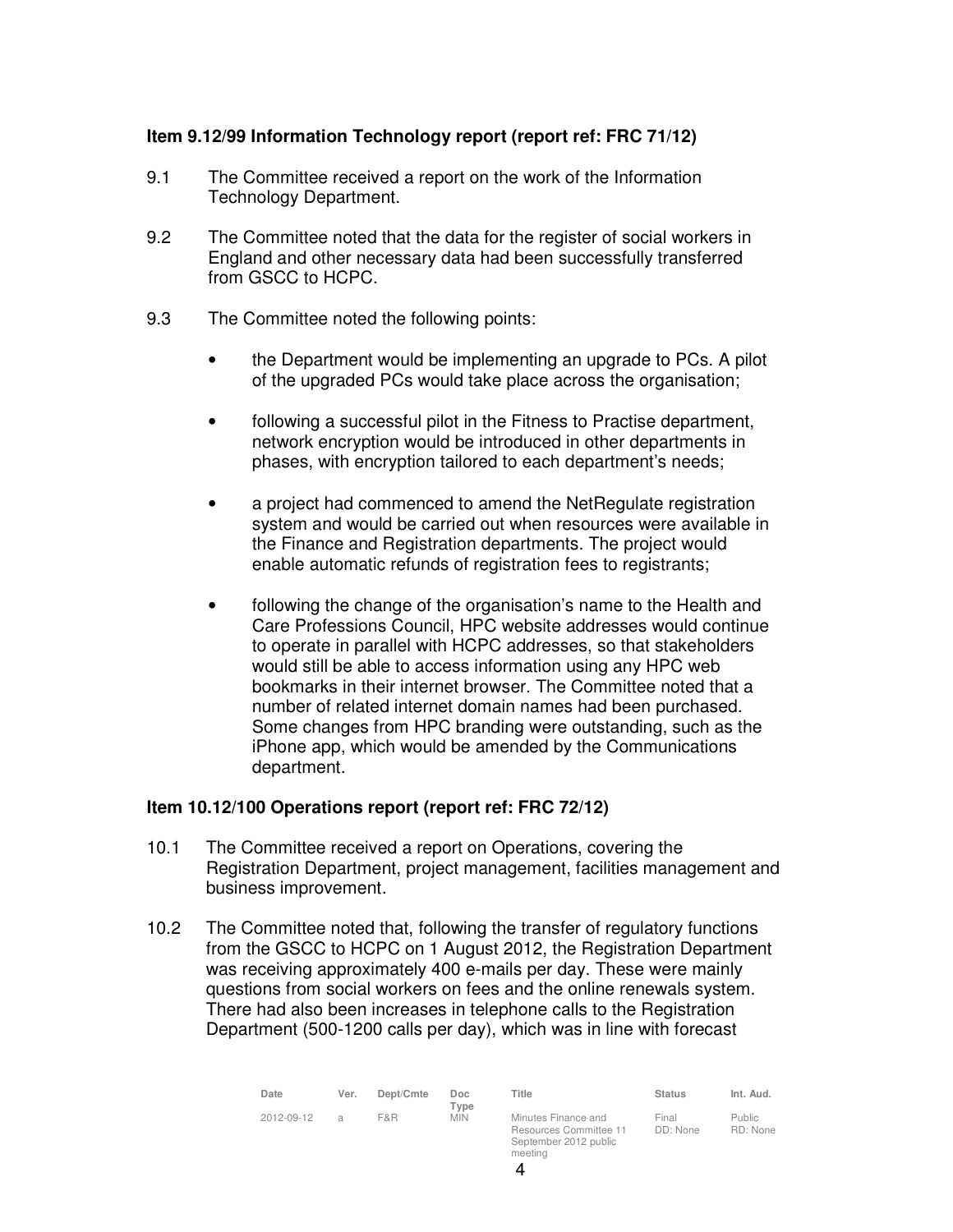### Item 9.12/99 Information Technology report (report ref: FRC 71/12)

9.1 The Committee received a report on the work of the Information Technology Department.

9.2 The Committee noted that the data for the register of social workers in England and other necessary data had been successfully transferred from GSCC to HCPC.

9.3 The Committee noted the following points:

- the Department would be implementing an upgrade to PCs. A pilot of the upgraded PCs would take place across the organisation;

- following a successful pilot in the Fitness to Practise department, network encryption would be introduced in other departments in phases, with encryption tailored to each department's needs;

- a project had commenced to amend the NetRegulate registration system and would be carried out when resources were available in the Finance and Registration departments. The project would enable automatic refunds of registration fees to registrants;

- following the change of the organisation's name to the Health and Care Professions Council, HPC website addresses would continue to operate in parallel with HCPC addresses, so that stakeholders would still be able to access information using any HPC web bookmarks in their internet browser. The Committee noted that a number of related internet domain names had been purchased. Some changes from HPC branding were outstanding, such as the iPhone app, which would be amended by the Communications department.

### Item 10.12/100 Operations report (report ref: FRC 72/12)

10.1 The Committee received a report on Operations, covering the Registration Department, project management, facilities management and business improvement.

10.2 The Committee noted that, following the transfer of regulatory functions from the GSCC to HCPC on 1 August 2012, the Registration Department was receiving approximately 400 e-mails per day. These were mainly questions from social workers on fees and the online renewals system. There had also been increases in telephone calls to the Registration Department (500-1200 calls per day), which was in line with forecast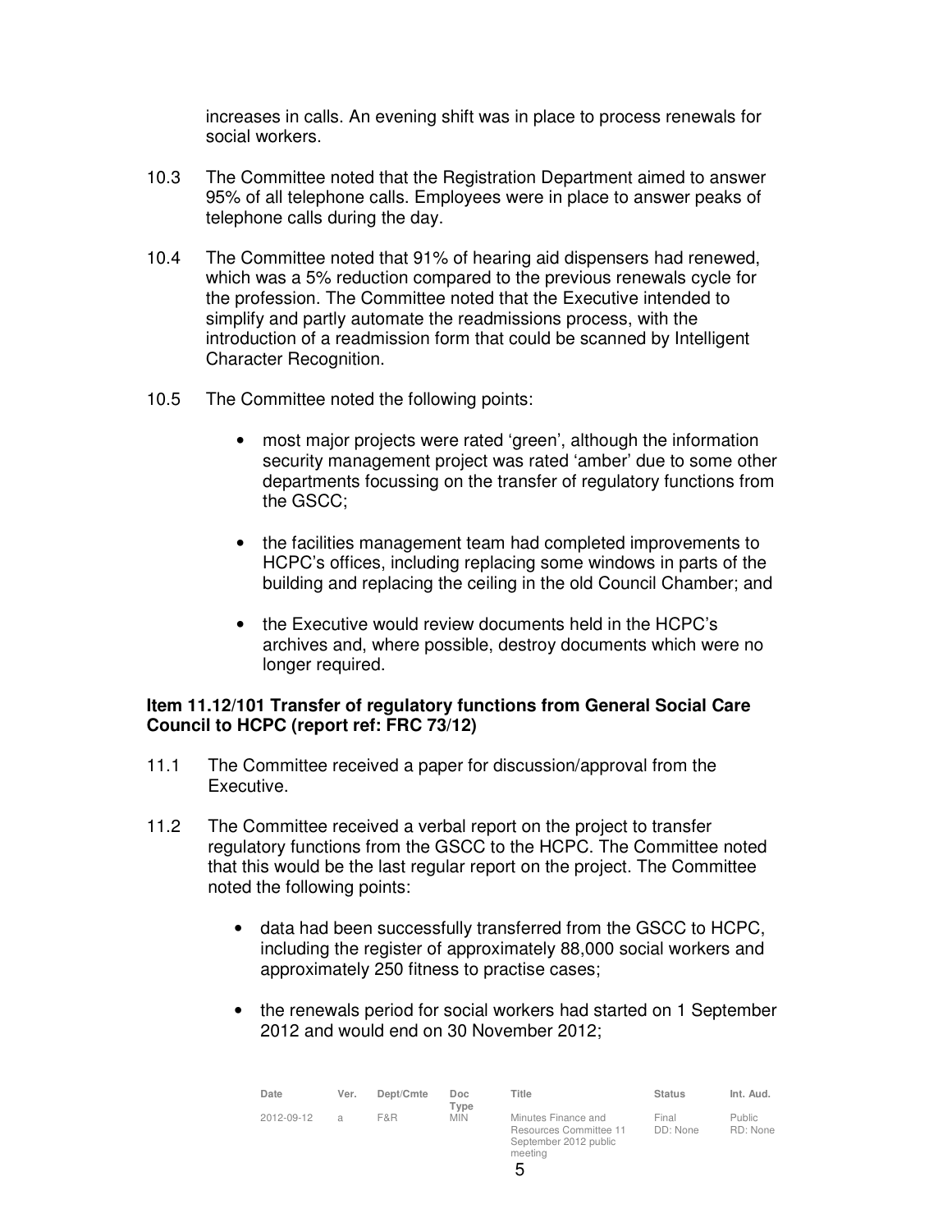increases in calls. An evening shift was in place to process renewals for social workers.

10.3 The Committee noted that the Registration Department aimed to answer 95% of all telephone calls. Employees were in place to answer peaks of telephone calls during the day.

10.4 The Committee noted that 91% of hearing aid dispensers had renewed, which was a 5% reduction compared to the previous renewals cycle for the profession. The Committee noted that the Executive intended to simplify and partly automate the readmissions process, with the introduction of a readmission form that could be scanned by Intelligent Character Recognition.

10.5 The Committee noted the following points:

- most major projects were rated 'green', although the information security management project was rated 'amber' due to some other departments focussing on the transfer of regulatory functions from the GSCC;

- the facilities management team had completed improvements to HCPC's offices, including replacing some windows in parts of the building and replacing the ceiling in the old Council Chamber; and

- the Executive would review documents held in the HCPC's archives and, where possible, destroy documents which were no longer required.

**Item 11.12/101 Transfer of regulatory functions from General Social Care Council to HCPC (report ref: FRC 73/12)**

11.1 The Committee received a paper for discussion/approval from the Executive.

11.2 The Committee received a verbal report on the project to transfer regulatory functions from the GSCC to the HCPC. The Committee noted that this would be the last regular report on the project. The Committee noted the following points:

- data had been successfully transferred from the GSCC to HCPC, including the register of approximately 88,000 social workers and approximately 250 fitness to practise cases;

- the renewals period for social workers had started on 1 September 2012 and would end on 30 November 2012;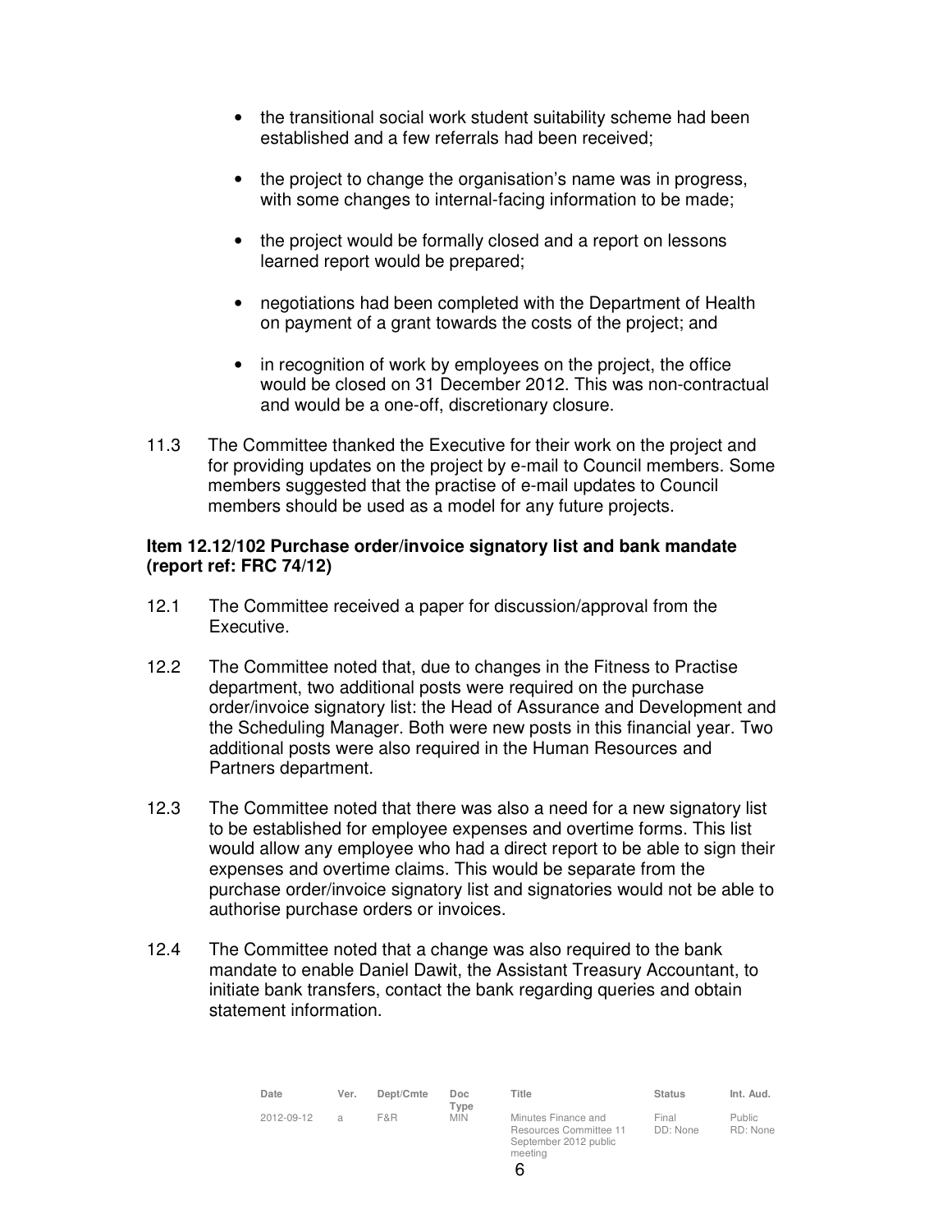- the transitional social work student suitability scheme had been established and a few referrals had been received;

- the project to change the organisation's name was in progress, with some changes to internal-facing information to be made;

- the project would be formally closed and a report on lessons learned report would be prepared;

- negotiations had been completed with the Department of Health on payment of a grant towards the costs of the project; and

- in recognition of work by employees on the project, the office would be closed on 31 December 2012. This was non-contractual and would be a one-off, discretionary closure.

11.3 The Committee thanked the Executive for their work on the project and for providing updates on the project by e-mail to Council members. Some members suggested that the practise of e-mail updates to Council members should be used as a model for any future projects.

**Item 12.12/102 Purchase order/invoice signatory list and bank mandate (report ref: FRC 74/12)**

12.1 The Committee received a paper for discussion/approval from the Executive.

12.2 The Committee noted that, due to changes in the Fitness to Practise department, two additional posts were required on the purchase order/invoice signatory list: the Head of Assurance and Development and the Scheduling Manager. Both were new posts in this financial year. Two additional posts were also required in the Human Resources and Partners department.

12.3 The Committee noted that there was also a need for a new signatory list to be established for employee expenses and overtime forms. This list would allow any employee who had a direct report to be able to sign their expenses and overtime claims. This would be separate from the purchase order/invoice signatory list and signatories would not be able to authorise purchase orders or invoices.

12.4 The Committee noted that a change was also required to the bank mandate to enable Daniel Dawit, the Assistant Treasury Accountant, to initiate bank transfers, contact the bank regarding queries and obtain statement information.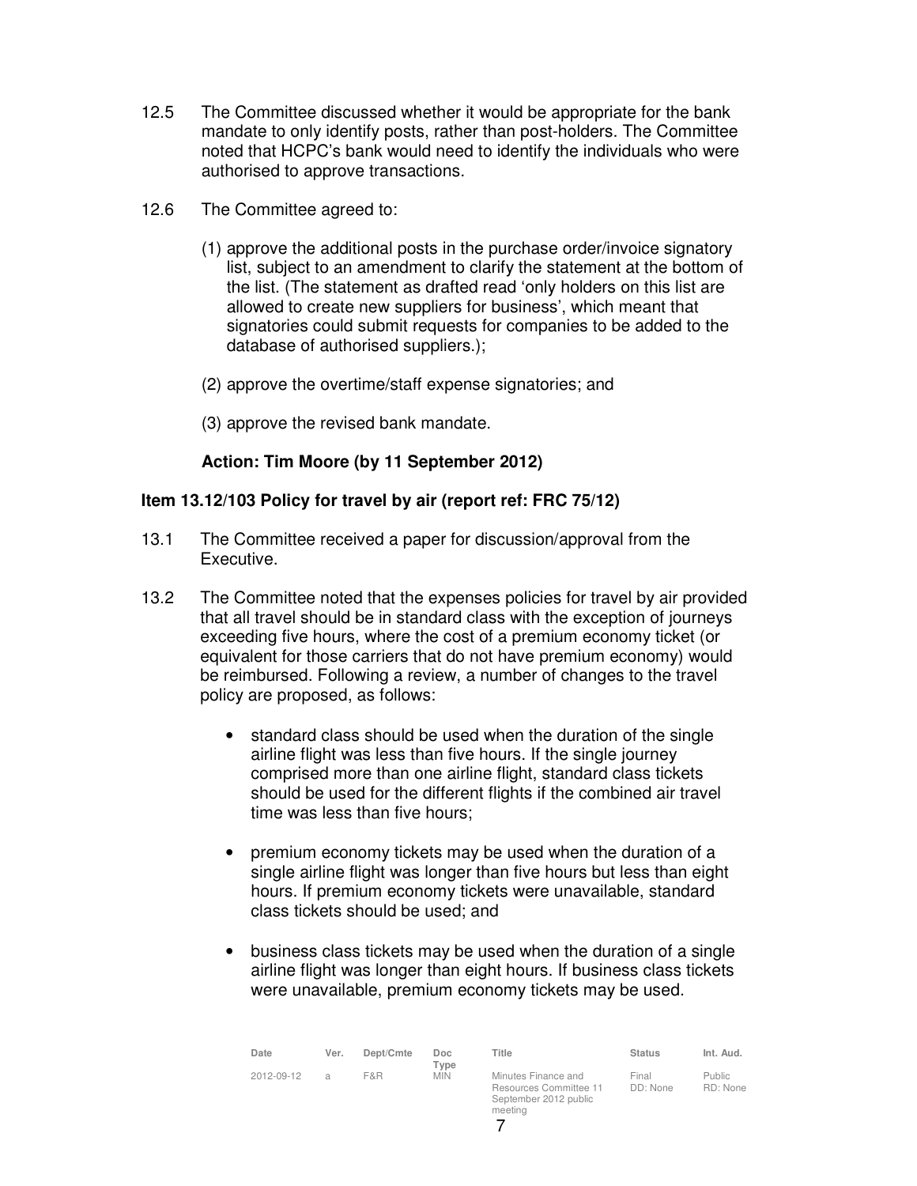12.5 The Committee discussed whether it would be appropriate for the bank mandate to only identify posts, rather than post-holders. The Committee noted that HCPC's bank would need to identify the individuals who were authorised to approve transactions.

12.6 The Committee agreed to:

(1) approve the additional posts in the purchase order/invoice signatory list, subject to an amendment to clarify the statement at the bottom of the list. (The statement as drafted read 'only holders on this list are allowed to create new suppliers for business', which meant that signatories could submit requests for companies to be added to the database of authorised suppliers.);

(2) approve the overtime/staff expense signatories; and

(3) approve the revised bank mandate.

**Action: Tim Moore (by 11 September 2012)**

**Item 13.12/103 Policy for travel by air (report ref: FRC 75/12)**

13.1 The Committee received a paper for discussion/approval from the Executive.

13.2 The Committee noted that the expenses policies for travel by air provided that all travel should be in standard class with the exception of journeys exceeding five hours, where the cost of a premium economy ticket (or equivalent for those carriers that do not have premium economy) would be reimbursed. Following a review, a number of changes to the travel policy are proposed, as follows:

- standard class should be used when the duration of the single airline flight was less than five hours. If the single journey comprised more than one airline flight, standard class tickets should be used for the different flights if the combined air travel time was less than five hours;

- premium economy tickets may be used when the duration of a single airline flight was longer than five hours but less than eight hours. If premium economy tickets were unavailable, standard class tickets should be used; and

- business class tickets may be used when the duration of a single airline flight was longer than eight hours. If business class tickets were unavailable, premium economy tickets may be used.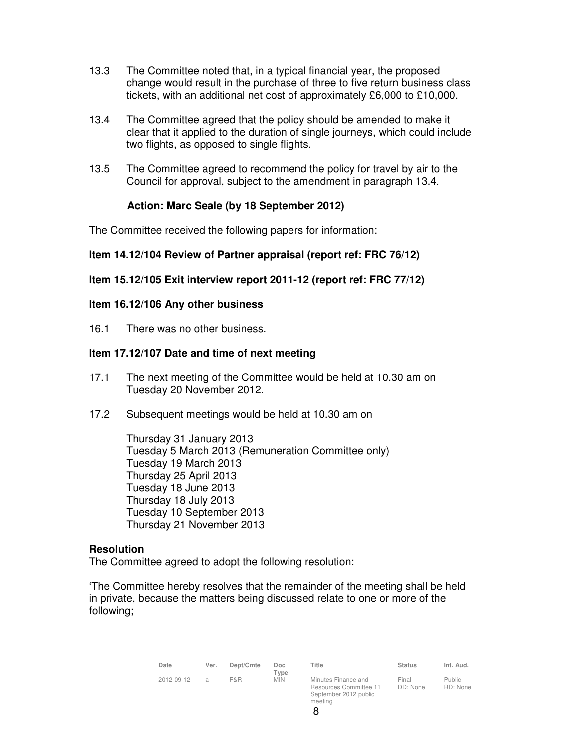13.3 The Committee noted that, in a typical financial year, the proposed change would result in the purchase of three to five return business class tickets, with an additional net cost of approximately £6,000 to £10,000.

13.4 The Committee agreed that the policy should be amended to make it clear that it applied to the duration of single journeys, which could include two flights, as opposed to single flights.

13.5 The Committee agreed to recommend the policy for travel by air to the Council for approval, subject to the amendment in paragraph 13.4.

**Action: Marc Seale (by 18 September 2012)**

The Committee received the following papers for information:

**Item 14.12/104 Review of Partner appraisal (report ref: FRC 76/12)**

**Item 15.12/105 Exit interview report 2011-12 (report ref: FRC 77/12)**

**Item 16.12/106 Any other business**

16.1 There was no other business.

**Item 17.12/107 Date and time of next meeting**

17.1 The next meeting of the Committee would be held at 10.30 am on Tuesday 20 November 2012.

17.2 Subsequent meetings would be held at 10.30 am on

Thursday 31 January 2013
Tuesday 5 March 2013 (Remuneration Committee only)
Tuesday 19 March 2013
Thursday 25 April 2013
Tuesday 18 June 2013
Thursday 18 July 2013
Tuesday 10 September 2013
Thursday 21 November 2013

**Resolution**

The Committee agreed to adopt the following resolution:

'The Committee hereby resolves that the remainder of the meeting shall be held in private, because the matters being discussed relate to one or more of the following;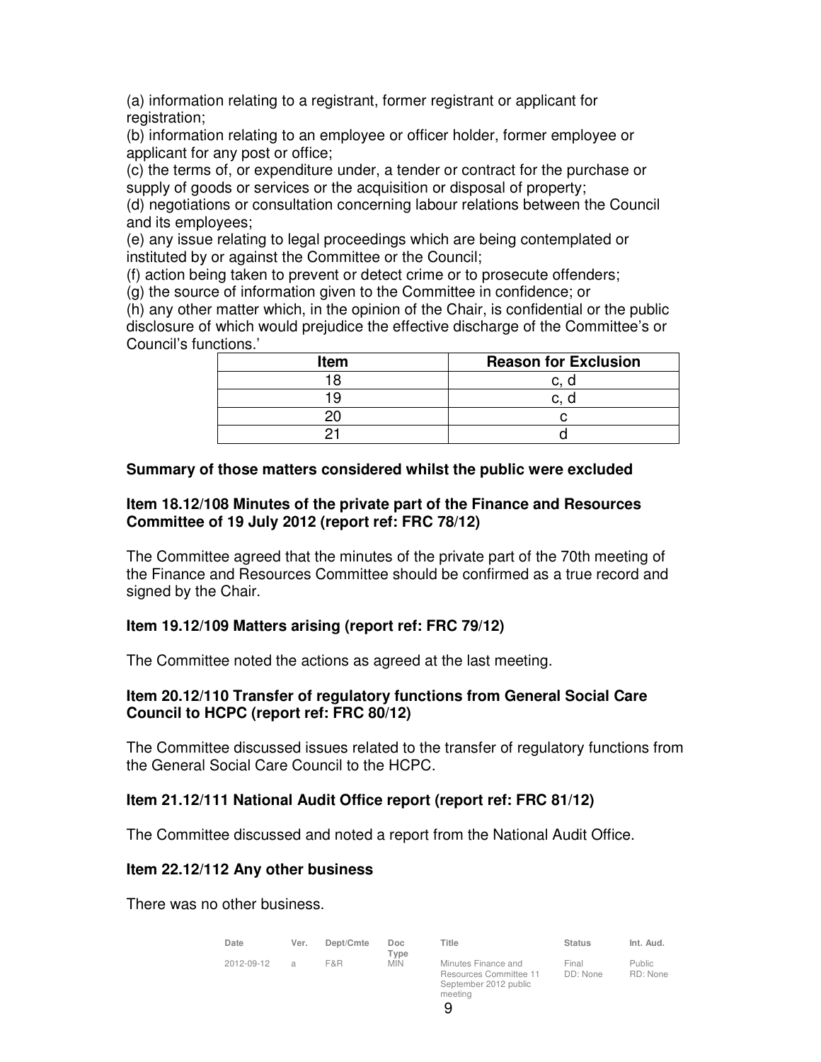(a) information relating to a registrant, former registrant or applicant for registration;

(b) information relating to an employee or officer holder, former employee or applicant for any post or office;

(c) the terms of, or expenditure under, a tender or contract for the purchase or supply of goods or services or the acquisition or disposal of property;

(d) negotiations or consultation concerning labour relations between the Council and its employees;

(e) any issue relating to legal proceedings which are being contemplated or instituted by or against the Committee or the Council;

(f) action being taken to prevent or detect crime or to prosecute offenders;

(g) the source of information given to the Committee in confidence; or

(h) any other matter which, in the opinion of the Chair, is confidential or the public disclosure of which would prejudice the effective discharge of the Committee's or Council's functions.'

| Item | Reason for Exclusion |
|---|---|
| 18 | c, d |
| 19 | c, d |
| 20 | c |
| 21 | d |

**Summary of those matters considered whilst the public were excluded**

**Item 18.12/108 Minutes of the private part of the Finance and Resources Committee of 19 July 2012 (report ref: FRC 78/12)**

The Committee agreed that the minutes of the private part of the 70th meeting of the Finance and Resources Committee should be confirmed as a true record and signed by the Chair.

**Item 19.12/109 Matters arising (report ref: FRC 79/12)**

The Committee noted the actions as agreed at the last meeting.

**Item 20.12/110 Transfer of regulatory functions from General Social Care Council to HCPC (report ref: FRC 80/12)**

The Committee discussed issues related to the transfer of regulatory functions from the General Social Care Council to the HCPC.

**Item 21.12/111 National Audit Office report (report ref: FRC 81/12)**

The Committee discussed and noted a report from the National Audit Office.

**Item 22.12/112 Any other business**

There was no other business.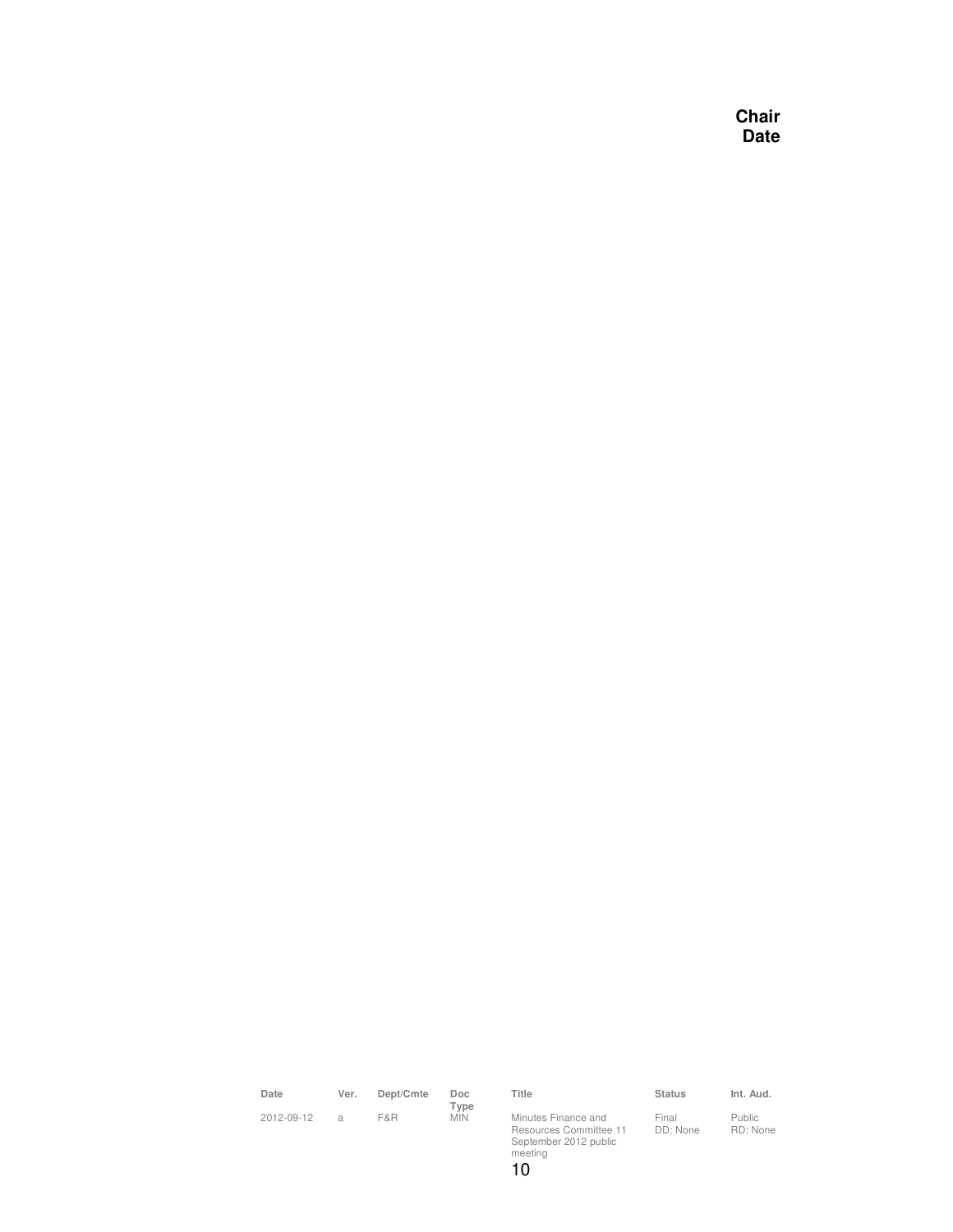**Chair**
**Date**